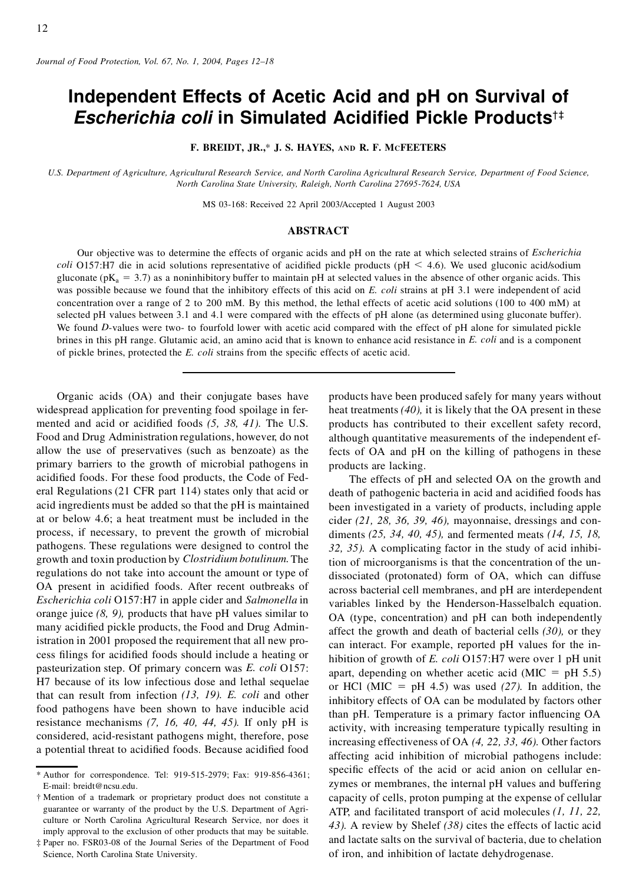# Independent Effects of Acetic Acid and pH on Survival of *Escherichia coli* in Simulated Acidified Pickle Products[†‡]

**F. BREIDT, JR.,* J. S. HAYES, AND R. F. McFEETERS**

*U.S. Department of Agriculture, Agricultural Research Service, and North Carolina Agricultural Research Service, Department of Food Science, North Carolina State University, Raleigh, North Carolina 27695-7624, USA*

MS 03-168: Received 22 April 2003/Accepted 1 August 2003

## ABSTRACT

Our objective was to determine the effects of organic acids and pH on the rate at which selected strains of *Escherichia coli* O157:H7 die in acid solutions representative of acidified pickle products (pH < 4.6). We used gluconic acid/sodium gluconate ($pK_a = 3.7$) as a noninhibitory buffer to maintain pH at selected values in the absence of other organic acids. This was possible because we found that the inhibitory effects of this acid on *E. coli* strains at pH 3.1 were independent of acid concentration over a range of 2 to 200 mM. By this method, the lethal effects of acetic acid solutions (100 to 400 mM) at selected pH values between 3.1 and 4.1 were compared with the effects of pH alone (as determined using gluconate buffer). We found *D*-values were two- to fourfold lower with acetic acid compared with the effect of pH alone for simulated pickle brines in this pH range. Glutamic acid, an amino acid that is known to enhance acid resistance in *E. coli* and is a component of pickle brines, protected the *E. coli* strains from the specific effects of acetic acid.

---

Organic acids (OA) and their conjugate bases have widespread application for preventing food spoilage in fermented and acid or acidified foods *(5, 38, 41).* The U.S. Food and Drug Administration regulations, however, do not allow the use of preservatives (such as benzoate) as the primary barriers to the growth of microbial pathogens in acidified foods. For these food products, the Code of Federal Regulations (21 CFR part 114) states only that acid or acid ingredients must be added so that the pH is maintained at or below 4.6; a heat treatment must be included in the process, if necessary, to prevent the growth of microbial pathogens. These regulations were designed to control the growth and toxin production by *Clostridium botulinum.* The regulations do not take into account the amount or type of OA present in acidified foods. After recent outbreaks of *Escherichia coli* O157:H7 in apple cider and *Salmonella* in orange juice *(8, 9),* products that have pH values similar to many acidified pickle products, the Food and Drug Administration in 2001 proposed the requirement that all new process filings for acidified foods should include a heating or pasteurization step. Of primary concern was *E. coli* O157:H7 because of its low infectious dose and lethal sequelae that can result from infection *(13, 19). E. coli* and other food pathogens have been shown to have inducible acid resistance mechanisms *(7, 16, 40, 44, 45).* If only pH is considered, acid-resistant pathogens might, therefore, pose a potential threat to acidified foods. Because acidified food products have been produced safely for many years without heat treatments *(40),* it is likely that the OA present in these products has contributed to their excellent safety record, although quantitative measurements of the independent effects of OA and pH on the killing of pathogens in these products are lacking.

The effects of pH and selected OA on the growth and death of pathogenic bacteria in acid and acidified foods has been investigated in a variety of products, including apple cider *(21, 28, 36, 39, 46),* mayonnaise, dressings and condiments *(25, 34, 40, 45),* and fermented meats *(14, 15, 18, 32, 35).* A complicating factor in the study of acid inhibition of microorganisms is that the concentration of the undissociated (protonated) form of OA, which can diffuse across bacterial cell membranes, and pH are interdependent variables linked by the Henderson-Hasselbalch equation. OA (type, concentration) and pH can both independently affect the growth and death of bacterial cells *(30),* or they can interact. For example, reported pH values for the inhibition of growth of *E. coli* O157:H7 were over 1 pH unit apart, depending on whether acetic acid (MIC = pH 5.5) or HCl (MIC = pH 4.5) was used *(27).* In addition, the inhibitory effects of OA can be modulated by factors other than pH. Temperature is a primary factor influencing OA activity, with increasing temperature typically resulting in increasing effectiveness of OA *(4, 22, 33, 46).* Other factors affecting acid inhibition of microbial pathogens include: specific effects of the acid or acid anion on cellular enzymes or membranes, the internal pH values and buffering capacity of cells, proton pumping at the expense of cellular ATP, and facilitated transport of acid molecules *(1, 11, 22, 43).* A review by Shelef *(38)* cites the effects of lactic acid and lactate salts on the survival of bacteria, due to chelation of iron, and inhibition of lactate dehydrogenase.

---

* Author for correspondence. Tel: 919-515-2979; Fax: 919-856-4361; E-mail: breidt@ncsu.edu.

† Mention of a trademark or proprietary product does not constitute a guarantee or warranty of the product by the U.S. Department of Agriculture or North Carolina Agricultural Research Service, nor does it imply approval to the exclusion of other products that may be suitable.

‡ Paper no. FSR03-08 of the Journal Series of the Department of Food Science, North Carolina State University.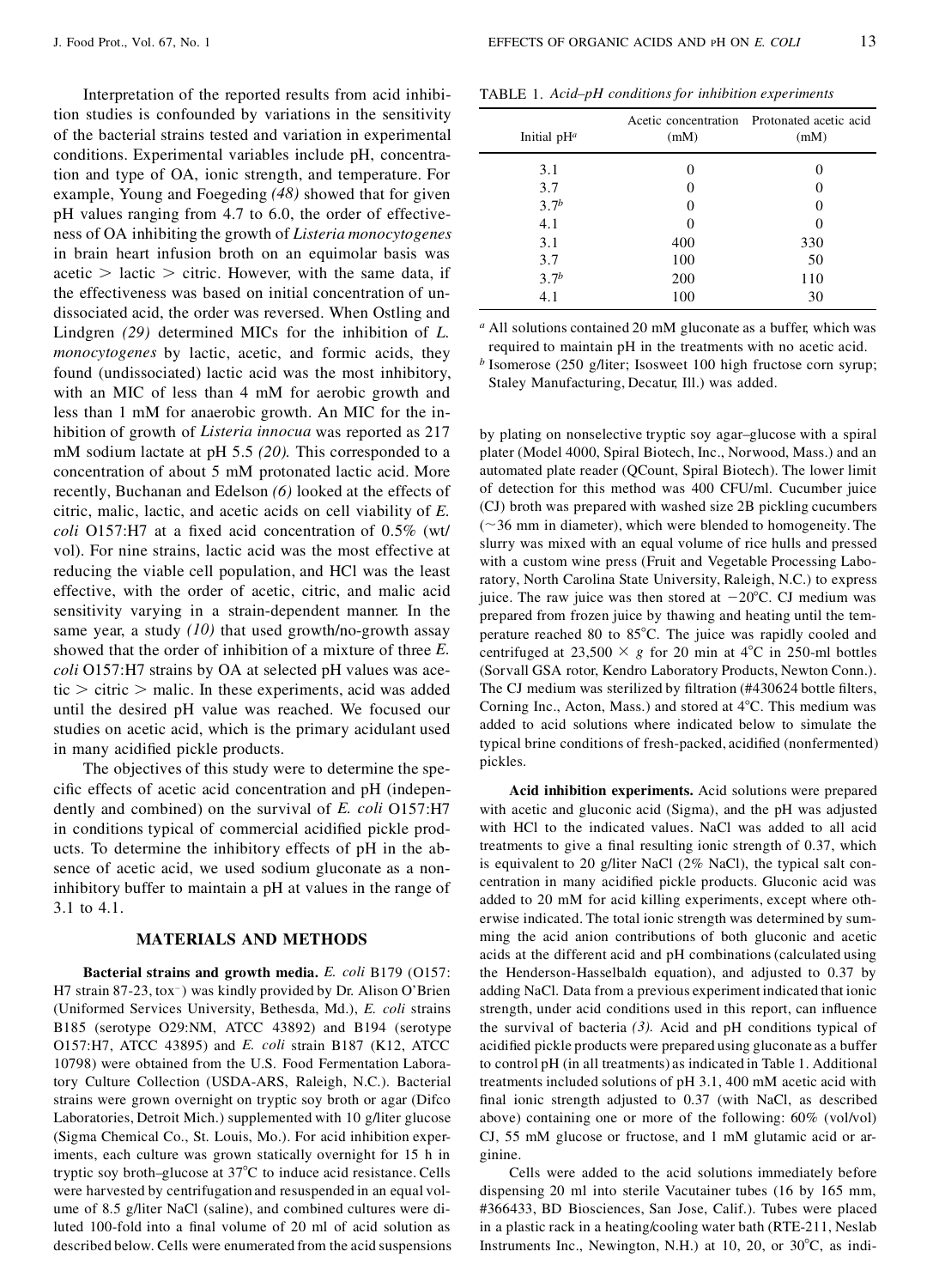Interpretation of the reported results from acid inhibition studies is confounded by variations in the sensitivity of the bacterial strains tested and variation in experimental conditions. Experimental variables include pH, concentration and type of OA, ionic strength, and temperature. For example, Young and Foegeding *(48)* showed that for given pH values ranging from 4.7 to 6.0, the order of effectiveness of OA inhibiting the growth of *Listeria monocytogenes* in brain heart infusion broth on an equimolar basis was acetic > lactic > citric. However, with the same data, if the effectiveness was based on initial concentration of undissociated acid, the order was reversed. When Ostling and Lindgren *(29)* determined MICs for the inhibition of *L. monocytogenes* by lactic, acetic, and formic acids, they found (undissociated) lactic acid was the most inhibitory, with an MIC of less than 4 mM for aerobic growth and less than 1 mM for anaerobic growth. An MIC for the inhibition of growth of *Listeria innocua* was reported as 217 mM sodium lactate at pH 5.5 *(20)*. This corresponded to a concentration of about 5 mM protonated lactic acid. More recently, Buchanan and Edelson *(6)* looked at the effects of citric, malic, lactic, and acetic acids on cell viability of *E. coli* O157:H7 at a fixed acid concentration of 0.5% (wt/vol). For nine strains, lactic acid was the most effective at reducing the viable cell population, and HCl was the least effective, with the order of acetic, citric, and malic acid sensitivity varying in a strain-dependent manner. In the same year, a study *(10)* that used growth/no-growth assay showed that the order of inhibition of a mixture of three *E. coli* O157:H7 strains by OA at selected pH values was acetic > citric > malic. In these experiments, acid was added until the desired pH value was reached. We focused our studies on acetic acid, which is the primary acidulant used in many acidified pickle products.

The objectives of this study were to determine the specific effects of acetic acid concentration and pH (independently and combined) on the survival of *E. coli* O157:H7 in conditions typical of commercial acidified pickle products. To determine the inhibitory effects of pH in the absence of acetic acid, we used sodium gluconate as a noninhibitory buffer to maintain a pH at values in the range of 3.1 to 4.1.

## MATERIALS AND METHODS

**Bacterial strains and growth media.** *E. coli* B179 (O157:H7 strain 87-23, tox$^-$) was kindly provided by Dr. Alison O'Brien (Uniformed Services University, Bethesda, Md.), *E. coli* strains B185 (serotype O29:NM, ATCC 43892) and B194 (serotype O157:H7, ATCC 43895) and *E. coli* strain B187 (K12, ATCC 10798) were obtained from the U.S. Food Fermentation Laboratory Culture Collection (USDA-ARS, Raleigh, N.C.). Bacterial strains were grown overnight on tryptic soy broth or agar (Difco Laboratories, Detroit Mich.) supplemented with 10 g/liter glucose (Sigma Chemical Co., St. Louis, Mo.). For acid inhibition experiments, each culture was grown statically overnight for 15 h in tryptic soy broth–glucose at 37°C to induce acid resistance. Cells were harvested by centrifugation and resuspended in an equal volume of 8.5 g/liter NaCl (saline), and combined cultures were diluted 100-fold into a final volume of 20 ml of acid solution as described below. Cells were enumerated from the acid suspensions by plating on nonselective tryptic soy agar–glucose with a spiral plater (Model 4000, Spiral Biotech, Inc., Norwood, Mass.) and an automated plate reader (QCount, Spiral Biotech). The lower limit of detection for this method was 400 CFU/ml. Cucumber juice (CJ) broth was prepared with washed size 2B pickling cucumbers (~36 mm in diameter), which were blended to homogeneity. The slurry was mixed with an equal volume of rice hulls and pressed with a custom wine press (Fruit and Vegetable Processing Laboratory, North Carolina State University, Raleigh, N.C.) to express juice. The raw juice was then stored at −20°C. CJ medium was prepared from frozen juice by thawing and heating until the temperature reached 80 to 85°C. The juice was rapidly cooled and centrifuged at 23,500 × *g* for 20 min at 4°C in 250-ml bottles (Sorvall GSA rotor, Kendro Laboratory Products, Newton Conn.). The CJ medium was sterilized by filtration (#430624 bottle filters, Corning Inc., Acton, Mass.) and stored at 4°C. This medium was added to acid solutions where indicated below to simulate the typical brine conditions of fresh-packed, acidified (nonfermented) pickles.

TABLE 1. *Acid–pH conditions for inhibition experiments*

| Initial pH[a] | Acetic concentration (mM) | Protonated acetic acid (mM) |
|---|---|---|
| 3.1 | 0 | 0 |
| 3.7 | 0 | 0 |
| 3.7[b] | 0 | 0 |
| 4.1 | 0 | 0 |
| 3.1 | 400 | 330 |
| 3.7 | 100 | 50 |
| 3.7[b] | 200 | 110 |
| 4.1 | 100 | 30 |

[a] All solutions contained 20 mM gluconate as a buffer, which was required to maintain pH in the treatments with no acetic acid.

[b] Isomerose (250 g/liter; Isosweet 100 high fructose corn syrup; Staley Manufacturing, Decatur, Ill.) was added.

**Acid inhibition experiments.** Acid solutions were prepared with acetic and gluconic acid (Sigma), and the pH was adjusted with HCl to the indicated values. NaCl was added to all acid treatments to give a final resulting ionic strength of 0.37, which is equivalent to 20 g/liter NaCl (2% NaCl), the typical salt concentration in many acidified pickle products. Gluconic acid was added to 20 mM for acid killing experiments, except where otherwise indicated. The total ionic strength was determined by summing the acid anion contributions of both gluconic and acetic acids at the different acid and pH combinations (calculated using the Henderson-Hasselbalch equation), and adjusted to 0.37 by adding NaCl. Data from a previous experiment indicated that ionic strength, under acid conditions used in this report, can influence the survival of bacteria *(3)*. Acid and pH conditions typical of acidified pickle products were prepared using gluconate as a buffer to control pH (in all treatments) as indicated in Table 1. Additional treatments included solutions of pH 3.1, 400 mM acetic acid with final ionic strength adjusted to 0.37 (with NaCl, as described above) containing one or more of the following: 60% (vol/vol) CJ, 55 mM glucose or fructose, and 1 mM glutamic acid or arginine.

Cells were added to the acid solutions immediately before dispensing 20 ml into sterile Vacutainer tubes (16 by 165 mm, #366433, BD Biosciences, San Jose, Calif.). Tubes were placed in a plastic rack in a heating/cooling water bath (RTE-211, Neslab Instruments Inc., Newington, N.H.) at 10, 20, or 30°C, as indi-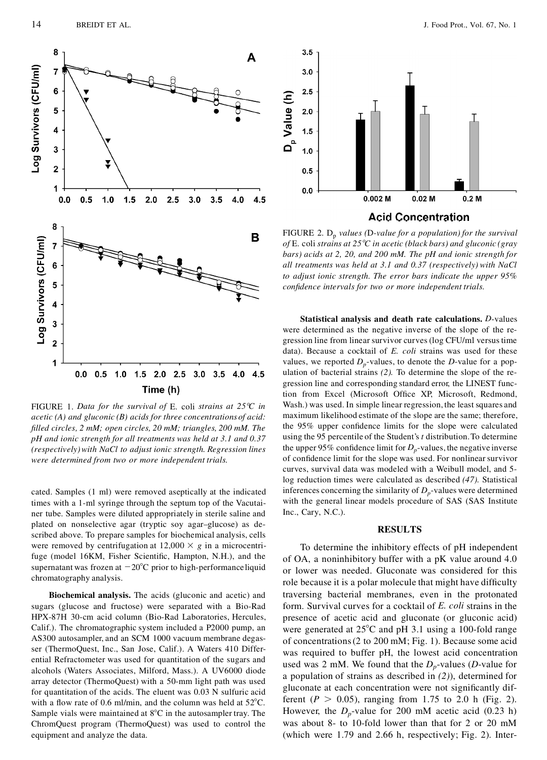FIGURE 1. *Data for the survival of* E. coli *strains at 25°C in acetic (A) and gluconic (B) acids for three concentrations of acid: filled circles, 2 mM; open circles, 20 mM; triangles, 200 mM. The pH and ionic strength for all treatments was held at 3.1 and 0.37 (respectively) with NaCl to adjust ionic strength. Regression lines were determined from two or more independent trials.*

FIGURE 2. $D_p$ *values (*D*-value for a population) for the survival of* E. coli *strains at 25°C in acetic (black bars) and gluconic (gray bars) acids at 2, 20, and 200 mM. The pH and ionic strength for all treatments was held at 3.1 and 0.37 (respectively) with NaCl to adjust ionic strength. The error bars indicate the upper 95% confidence intervals for two or more independent trials.*

cated. Samples (1 ml) were removed aseptically at the indicated times with a 1-ml syringe through the septum top of the Vacutainer tube. Samples were diluted appropriately in sterile saline and plated on nonselective agar (tryptic soy agar–glucose) as described above. To prepare samples for biochemical analysis, cells were removed by centrifugation at 12,000 × *g* in a microcentrifuge (model 16KM, Fisher Scientific, Hampton, N.H.), and the supernatant was frozen at −20°C prior to high-performance liquid chromatography analysis.

**Biochemical analysis.** The acids (gluconic and acetic) and sugars (glucose and fructose) were separated with a Bio-Rad HPX-87H 30-cm acid column (Bio-Rad Laboratories, Hercules, Calif.). The chromatographic system included a P2000 pump, an AS300 autosampler, and an SCM 1000 vacuum membrane degasser (ThermoQuest, Inc., San Jose, Calif.). A Waters 410 Differential Refractometer was used for quantitation of the sugars and alcohols (Waters Associates, Milford, Mass.). A UV6000 diode array detector (ThermoQuest) with a 50-mm light path was used for quantitation of the acids. The eluent was 0.03 N sulfuric acid with a flow rate of 0.6 ml/min, and the column was held at 52°C. Sample vials were maintained at 8°C in the autosampler tray. The ChromQuest program (ThermoQuest) was used to control the equipment and analyze the data.

**Statistical analysis and death rate calculations.** *D*-values were determined as the negative inverse of the slope of the regression line from linear survivor curves (log CFU/ml versus time data). Because a cocktail of *E. coli* strains was used for these values, we reported $D_p$-values, to denote the *D*-value for a population of bacterial strains *(2)*. To determine the slope of the regression line and corresponding standard error, the LINEST function from Excel (Microsoft Office XP, Microsoft, Redmond, Wash.) was used. In simple linear regression, the least squares and maximum likelihood estimate of the slope are the same; therefore, the 95% upper confidence limits for the slope were calculated using the 95 percentile of the Student's *t* distribution. To determine the upper 95% confidence limit for $D_p$-values, the negative inverse of confidence limit for the slope was used. For nonlinear survivor curves, survival data was modeled with a Weibull model, and 5-log reduction times were calculated as described *(47)*. Statistical inferences concerning the similarity of $D_p$-values were determined with the general linear models procedure of SAS (SAS Institute Inc., Cary, N.C.).

## RESULTS

To determine the inhibitory effects of pH independent of OA, a noninhibitory buffer with a pK value around 4.0 or lower was needed. Gluconate was considered for this role because it is a polar molecule that might have difficulty traversing bacterial membranes, even in the protonated form. Survival curves for a cocktail of *E. coli* strains in the presence of acetic acid and gluconate (or gluconic acid) were generated at 25°C and pH 3.1 using a 100-fold range of concentrations (2 to 200 mM; Fig. 1). Because some acid was required to buffer pH, the lowest acid concentration used was 2 mM. We found that the $D_p$-values (*D*-value for a population of strains as described in *(2)*), determined for gluconate at each concentration were not significantly different ($P > 0.05$), ranging from 1.75 to 2.0 h (Fig. 2). However, the $D_p$-value for 200 mM acetic acid (0.23 h) was about 8- to 10-fold lower than that for 2 or 20 mM (which were 1.79 and 2.66 h, respectively; Fig. 2). Inter-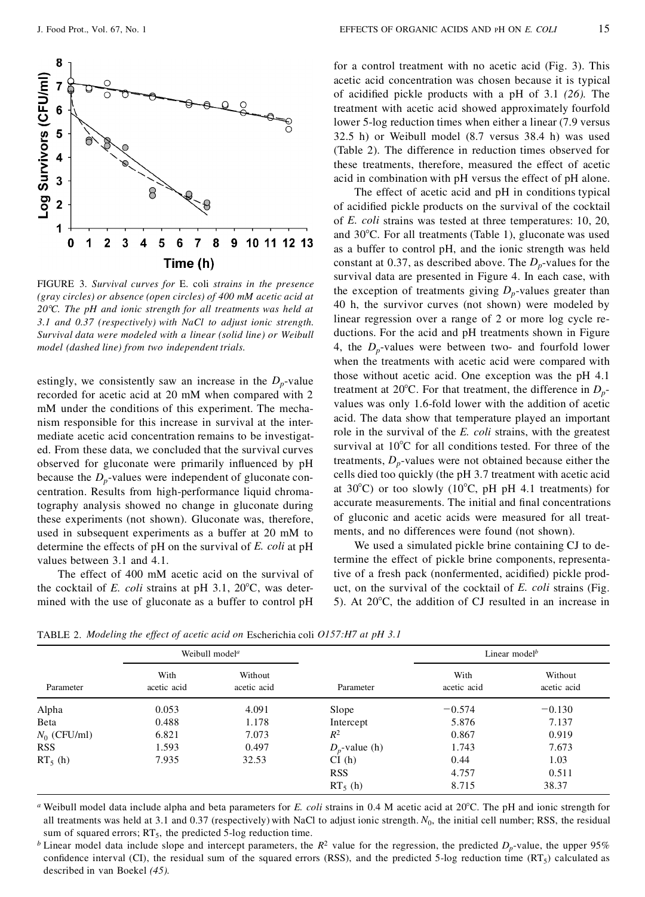FIGURE 3. *Survival curves for* E. coli *strains in the presence (gray circles) or absence (open circles) of 400 mM acetic acid at 20°C. The pH and ionic strength for all treatments was held at 3.1 and 0.37 (respectively) with NaCl to adjust ionic strength. Survival data were modeled with a linear (solid line) or Weibull model (dashed line) from two independent trials.*

estingly, we consistently saw an increase in the $D_p$-value recorded for acetic acid at 20 mM when compared with 2 mM under the conditions of this experiment. The mechanism responsible for this increase in survival at the intermediate acetic acid concentration remains to be investigated. From these data, we concluded that the survival curves observed for gluconate were primarily influenced by pH because the $D_p$-values were independent of gluconate concentration. Results from high-performance liquid chromatography analysis showed no change in gluconate during these experiments (not shown). Gluconate was, therefore, used in subsequent experiments as a buffer at 20 mM to determine the effects of pH on the survival of *E. coli* at pH values between 3.1 and 4.1.

The effect of 400 mM acetic acid on the survival of the cocktail of *E. coli* strains at pH 3.1, 20°C, was determined with the use of gluconate as a buffer to control pH for a control treatment with no acetic acid (Fig. 3). This acetic acid concentration was chosen because it is typical of acidified pickle products with a pH of 3.1 *(26)*. The treatment with acetic acid showed approximately fourfold lower 5-log reduction times when either a linear (7.9 versus 32.5 h) or Weibull model (8.7 versus 38.4 h) was used (Table 2). The difference in reduction times observed for these treatments, therefore, measured the effect of acetic acid in combination with pH versus the effect of pH alone.

The effect of acetic acid and pH in conditions typical of acidified pickle products on the survival of the cocktail of *E. coli* strains was tested at three temperatures: 10, 20, and 30°C. For all treatments (Table 1), gluconate was used as a buffer to control pH, and the ionic strength was held constant at 0.37, as described above. The $D_p$-values for the survival data are presented in Figure 4. In each case, with the exception of treatments giving $D_p$-values greater than 40 h, the survivor curves (not shown) were modeled by linear regression over a range of 2 or more log cycle reductions. For the acid and pH treatments shown in Figure 4, the $D_p$-values were between two- and fourfold lower when the treatments with acetic acid were compared with those without acetic acid. One exception was the pH 4.1 treatment at 20°C. For that treatment, the difference in $D_p$-values was only 1.6-fold lower with the addition of acetic acid. The data show that temperature played an important role in the survival of the *E. coli* strains, with the greatest survival at 10°C for all conditions tested. For three of the treatments, $D_p$-values were not obtained because either the cells died too quickly (the pH 3.7 treatment with acetic acid at 30°C) or too slowly (10°C, pH pH 4.1 treatments) for accurate measurements. The initial and final concentrations of gluconic and acetic acids were measured for all treatments, and no differences were found (not shown).

We used a simulated pickle brine containing CJ to determine the effect of pickle brine components, representative of a fresh pack (nonfermented, acidified) pickle product, on the survival of the cocktail of *E. coli* strains (Fig. 5). At 20°C, the addition of CJ resulted in an increase in

TABLE 2. *Modeling the effect of acetic acid on* Escherichia coli *O157:H7 at pH 3.1*

| | Weibull model[a] | | | Linear model[b] | |
|---|---|---|---|---|---|
| Parameter | With acetic acid | Without acetic acid | Parameter | With acetic acid | Without acetic acid |
| Alpha | 0.053 | 4.091 | Slope | −0.574 | −0.130 |
| Beta | 0.488 | 1.178 | Intercept | 5.876 | 7.137 |
| $N_0$ (CFU/ml) | 6.821 | 7.073 | $R^2$ | 0.867 | 0.919 |
| RSS | 1.593 | 0.497 | $D_p$-value (h) | 1.743 | 7.673 |
| $RT_5$ (h) | 7.935 | 32.53 | CI (h) | 0.44 | 1.03 |
| | | | RSS | 4.757 | 0.511 |
| | | | $RT_5$ (h) | 8.715 | 38.37 |

[a] Weibull model data include alpha and beta parameters for *E. coli* strains in 0.4 M acetic acid at 20°C. The pH and ionic strength for all treatments was held at 3.1 and 0.37 (respectively) with NaCl to adjust ionic strength. $N_0$, the initial cell number; RSS, the residual sum of squared errors; $RT_5$, the predicted 5-log reduction time.

[b] Linear model data include slope and intercept parameters, the $R^2$ value for the regression, the predicted $D_p$-value, the upper 95% confidence interval (CI), the residual sum of the squared errors (RSS), and the predicted 5-log reduction time ($RT_5$) calculated as described in van Boekel *(45)*.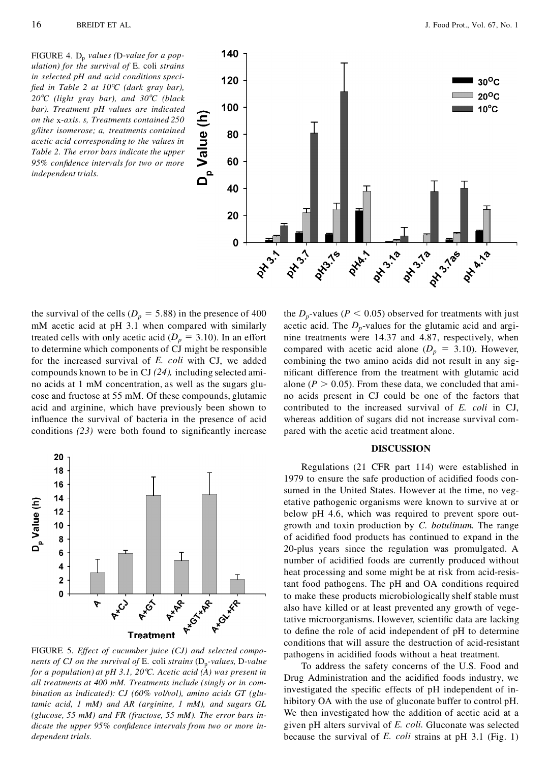FIGURE 4. $D_p$ *values (*D*-value for a population) for the survival of* E. coli *strains in selected pH and acid conditions specified in Table 2 at 10°C (dark gray bar), 20°C (light gray bar), and 30°C (black bar). Treatment pH values are indicated on the* x*-axis. s, Treatments contained 250 g/liter isomerose; a, treatments contained acetic acid corresponding to the values in Table 2. The error bars indicate the upper 95% confidence intervals for two or more independent trials.*

the survival of the cells ($D_p$ = 5.88) in the presence of 400 mM acetic acid at pH 3.1 when compared with similarly treated cells with only acetic acid ($D_p$ = 3.10). In an effort to determine which components of CJ might be responsible for the increased survival of *E. coli* with CJ, we added compounds known to be in CJ *(24),* including selected amino acids at 1 mM concentration, as well as the sugars glucose and fructose at 55 mM. Of these compounds, glutamic acid and arginine, which have previously been shown to influence the survival of bacteria in the presence of acid conditions *(23)* were both found to significantly increase the $D_p$-values ($P < 0.05$) observed for treatments with just acetic acid. The $D_p$-values for the glutamic acid and arginine treatments were 14.37 and 4.87, respectively, when compared with acetic acid alone ($D_p$ = 3.10). However, combining the two amino acids did not result in any significant difference from the treatment with glutamic acid alone ($P > 0.05$). From these data, we concluded that amino acids present in CJ could be one of the factors that contributed to the increased survival of *E. coli* in CJ, whereas addition of sugars did not increase survival compared with the acetic acid treatment alone.

FIGURE 5. *Effect of cucumber juice (CJ) and selected components of CJ on the survival of* E. coli *strains* ($D_p$*-values,* D*-value for a population) at pH 3.1, 20°C. Acetic acid (A) was present in all treatments at 400 mM. Treatments include (singly or in combination as indicated): CJ (60% vol/vol), amino acids GT (glutamic acid, 1 mM) and AR (arginine, 1 mM), and sugars GL (glucose, 55 mM) and FR (fructose, 55 mM). The error bars indicate the upper 95% confidence intervals from two or more independent trials.*

## DISCUSSION

Regulations (21 CFR part 114) were established in 1979 to ensure the safe production of acidified foods consumed in the United States. However at the time, no vegetative pathogenic organisms were known to survive at or below pH 4.6, which was required to prevent spore outgrowth and toxin production by *C. botulinum.* The range of acidified food products has continued to expand in the 20-plus years since the regulation was promulgated. A number of acidified foods are currently produced without heat processing and some might be at risk from acid-resistant food pathogens. The pH and OA conditions required to make these products microbiologically shelf stable must also have killed or at least prevented any growth of vegetative microorganisms. However, scientific data are lacking to define the role of acid independent of pH to determine conditions that will assure the destruction of acid-resistant pathogens in acidified foods without a heat treatment.

To address the safety concerns of the U.S. Food and Drug Administration and the acidified foods industry, we investigated the specific effects of pH independent of inhibitory OA with the use of gluconate buffer to control pH. We then investigated how the addition of acetic acid at a given pH alters survival of *E. coli.* Gluconate was selected because the survival of *E. coli* strains at pH 3.1 (Fig. 1)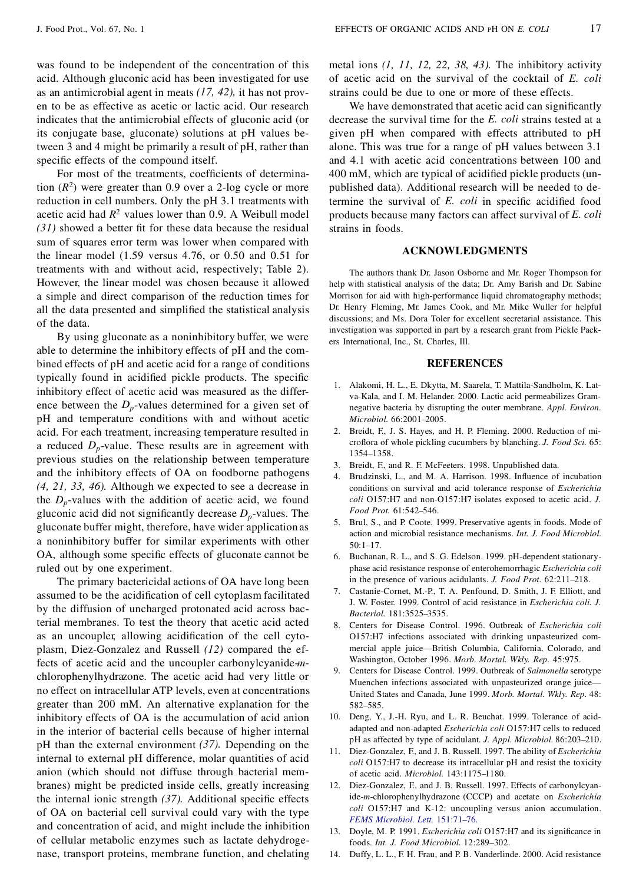was found to be independent of the concentration of this acid. Although gluconic acid has been investigated for use as an antimicrobial agent in meats *(17, 42),* it has not proven to be as effective as acetic or lactic acid. Our research indicates that the antimicrobial effects of gluconic acid (or its conjugate base, gluconate) solutions at pH values between 3 and 4 might be primarily a result of pH, rather than specific effects of the compound itself.

For most of the treatments, coefficients of determination ($R^2$) were greater than 0.9 over a 2-log cycle or more reduction in cell numbers. Only the pH 3.1 treatments with acetic acid had $R^2$ values lower than 0.9. A Weibull model *(31)* showed a better fit for these data because the residual sum of squares error term was lower when compared with the linear model (1.59 versus 4.76, or 0.50 and 0.51 for treatments with and without acid, respectively; Table 2). However, the linear model was chosen because it allowed a simple and direct comparison of the reduction times for all the data presented and simplified the statistical analysis of the data.

By using gluconate as a noninhibitory buffer, we were able to determine the inhibitory effects of pH and the combined effects of pH and acetic acid for a range of conditions typically found in acidified pickle products. The specific inhibitory effect of acetic acid was measured as the difference between the $D_p$-values determined for a given set of pH and temperature conditions with and without acetic acid. For each treatment, increasing temperature resulted in a reduced $D_p$-value. These results are in agreement with previous studies on the relationship between temperature and the inhibitory effects of OA on foodborne pathogens *(4, 21, 33, 46).* Although we expected to see a decrease in the $D_p$-values with the addition of acetic acid, we found gluconic acid did not significantly decrease $D_p$-values. The gluconate buffer might, therefore, have wider application as a noninhibitory buffer for similar experiments with other OA, although some specific effects of gluconate cannot be ruled out by one experiment.

The primary bactericidal actions of OA have long been assumed to be the acidification of cell cytoplasm facilitated by the diffusion of uncharged protonated acid across bacterial membranes. To test the theory that acetic acid acted as an uncoupler, allowing acidification of the cell cytoplasm, Diez-Gonzalez and Russell *(12)* compared the effects of acetic acid and the uncoupler carbonylcyanide-*m*-chlorophenylhydrazone. The acetic acid had very little or no effect on intracellular ATP levels, even at concentrations greater than 200 mM. An alternative explanation for the inhibitory effects of OA is the accumulation of acid anion in the interior of bacterial cells because of higher internal pH than the external environment *(37).* Depending on the internal to external pH difference, molar quantities of acid anion (which should not diffuse through bacterial membranes) might be predicted inside cells, greatly increasing the internal ionic strength *(37).* Additional specific effects of OA on bacterial cell survival could vary with the type and concentration of acid, and might include the inhibition of cellular metabolic enzymes such as lactate dehydrogenase, transport proteins, membrane function, and chelating metal ions *(1, 11, 12, 22, 38, 43).* The inhibitory activity of acetic acid on the survival of the cocktail of *E. coli* strains could be due to one or more of these effects.

We have demonstrated that acetic acid can significantly decrease the survival time for the *E. coli* strains tested at a given pH when compared with effects attributed to pH alone. This was true for a range of pH values between 3.1 and 4.1 with acetic acid concentrations between 100 and 400 mM, which are typical of acidified pickle products (unpublished data). Additional research will be needed to determine the survival of *E. coli* in specific acidified food products because many factors can affect survival of *E. coli* strains in foods.

## ACKNOWLEDGMENTS

The authors thank Dr. Jason Osborne and Mr. Roger Thompson for help with statistical analysis of the data; Dr. Amy Barish and Dr. Sabine Morrison for aid with high-performance liquid chromatography methods; Dr. Henry Fleming, Mr. James Cook, and Mr. Mike Wuller for helpful discussions; and Ms. Dora Toler for excellent secretarial assistance. This investigation was supported in part by a research grant from Pickle Packers International, Inc., St. Charles, Ill.

## REFERENCES

1. Alakomi, H. L., E. Dkytta, M. Saarela, T. Mattila-Sandholm, K. Latva-Kala, and I. M. Helander. 2000. Lactic acid permeabilizes Gram-negative bacteria by disrupting the outer membrane. *Appl. Environ. Microbiol.* 66:2001–2005.
2. Breidt, F., J. S. Hayes, and H. P. Fleming. 2000. Reduction of microflora of whole pickling cucumbers by blanching. *J. Food Sci.* 65:1354–1358.
3. Breidt, F., and R. F. McFeeters. 1998. Unpublished data.
4. Brudzinski, L., and M. A. Harrison. 1998. Influence of incubation conditions on survival and acid tolerance response of *Escherichia coli* O157:H7 and non-O157:H7 isolates exposed to acetic acid. *J. Food Prot.* 61:542–546.
5. Brul, S., and P. Coote. 1999. Preservative agents in foods. Mode of action and microbial resistance mechanisms. *Int. J. Food Microbiol.* 50:1–17.
6. Buchanan, R. L., and S. G. Edelson. 1999. pH-dependent stationary-phase acid resistance response of enterohemorrhagic *Escherichia coli* in the presence of various acidulants. *J. Food Prot.* 62:211–218.
7. Castanie-Cornet, M.-P., T. A. Penfound, D. Smith, J. F. Elliott, and J. W. Foster. 1999. Control of acid resistance in *Escherichia coli. J. Bacteriol.* 181:3525–3535.
8. Centers for Disease Control. 1996. Outbreak of *Escherichia coli* O157:H7 infections associated with drinking unpasteurized commercial apple juice—British Columbia, California, Colorado, and Washington, October 1996. *Morb. Mortal. Wkly. Rep.* 45:975.
9. Centers for Disease Control. 1999. Outbreak of *Salmonella* serotype Muenchen infections associated with unpasteurized orange juice—United States and Canada, June 1999. *Morb. Mortal. Wkly. Rep.* 48:582–585.
10. Deng, Y., J.-H. Ryu, and L. R. Beuchat. 1999. Tolerance of acid-adapted and non-adapted *Escherichia coli* O157:H7 cells to reduced pH as affected by type of acidulant. *J. Appl. Microbiol.* 86:203–210.
11. Diez-Gonzalez, F., and J. B. Russell. 1997. The ability of *Escherichia coli* O157:H7 to decrease its intracellular pH and resist the toxicity of acetic acid. *Microbiol.* 143:1175–1180.
12. Diez-Gonzalez, F., and J. B. Russell. 1997. Effects of carbonylcyanide-*m*-chlorophenylhydrazone (CCCP) and acetate on *Escherichia coli* O157:H7 and K-12: uncoupling versus anion accumulation. *FEMS Microbiol. Lett.* 151:71–76.
13. Doyle, M. P. 1991. *Escherichia coli* O157:H7 and its significance in foods. *Int. J. Food Microbiol.* 12:289–302.
14. Duffy, L. L., F. H. Frau, and P. B. Vanderlinde. 2000. Acid resistance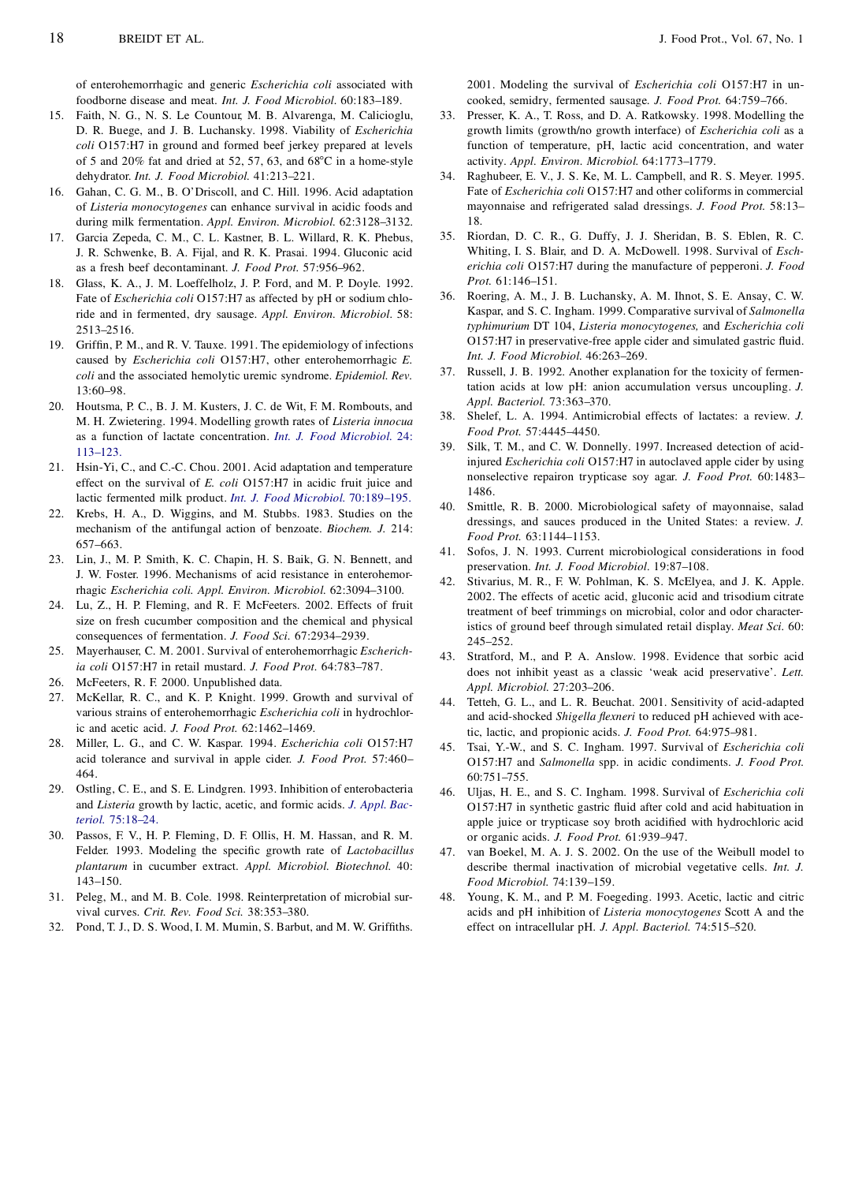of enterohemorrhagic and generic *Escherichia coli* associated with foodborne disease and meat. *Int. J. Food Microbiol.* 60:183–189.

15. Faith, N. G., N. S. Le Countour, M. B. Alvarenga, M. Calicioglu, D. R. Buege, and J. B. Luchansky. 1998. Viability of *Escherichia coli* O157:H7 in ground and formed beef jerkey prepared at levels of 5 and 20% fat and dried at 52, 57, 63, and 68°C in a home-style dehydrator. *Int. J. Food Microbiol.* 41:213–221.
16. Gahan, C. G. M., B. O'Driscoll, and C. Hill. 1996. Acid adaptation of *Listeria monocytogenes* can enhance survival in acidic foods and during milk fermentation. *Appl. Environ. Microbiol.* 62:3128–3132.
17. Garcia Zepeda, C. M., C. L. Kastner, B. L. Willard, R. K. Phebus, J. R. Schwenke, B. A. Fijal, and R. K. Prasai. 1994. Gluconic acid as a fresh beef decontaminant. *J. Food Prot.* 57:956–962.
18. Glass, K. A., J. M. Loeffelholz, J. P. Ford, and M. P. Doyle. 1992. Fate of *Escherichia coli* O157:H7 as affected by pH or sodium chloride and in fermented, dry sausage. *Appl. Environ. Microbiol.* 58: 2513–2516.
19. Griffin, P. M., and R. V. Tauxe. 1991. The epidemiology of infections caused by *Escherichia coli* O157:H7, other enterohemorrhagic *E. coli* and the associated hemolytic uremic syndrome. *Epidemiol. Rev.* 13:60–98.
20. Houtsma, P. C., B. J. M. Kusters, J. C. de Wit, F. M. Rombouts, and M. H. Zwietering. 1994. Modelling growth rates of *Listeria innocua* as a function of lactate concentration. *Int. J. Food Microbiol.* 24: 113–123.
21. Hsin-Yi, C., and C.-C. Chou. 2001. Acid adaptation and temperature effect on the survival of *E. coli* O157:H7 in acidic fruit juice and lactic fermented milk product. *Int. J. Food Microbiol.* 70:189–195.
22. Krebs, H. A., D. Wiggins, and M. Stubbs. 1983. Studies on the mechanism of the antifungal action of benzoate. *Biochem. J.* 214: 657–663.
23. Lin, J., M. P. Smith, K. C. Chapin, H. S. Baik, G. N. Bennett, and J. W. Foster. 1996. Mechanisms of acid resistance in enterohemorrhagic *Escherichia coli. Appl. Environ. Microbiol.* 62:3094–3100.
24. Lu, Z., H. P. Fleming, and R. F. McFeeters. 2002. Effects of fruit size on fresh cucumber composition and the chemical and physical consequences of fermentation. *J. Food Sci.* 67:2934–2939.
25. Mayerhauser, C. M. 2001. Survival of enterohemorrhagic *Escherichia coli* O157:H7 in retail mustard. *J. Food Prot.* 64:783–787.
26. McFeeters, R. F. 2000. Unpublished data.
27. McKellar, R. C., and K. P. Knight. 1999. Growth and survival of various strains of enterohemorrhagic *Escherichia coli* in hydrochloric and acetic acid. *J. Food Prot.* 62:1462–1469.
28. Miller, L. G., and C. W. Kaspar. 1994. *Escherichia coli* O157:H7 acid tolerance and survival in apple cider. *J. Food Prot.* 57:460–464.
29. Ostling, C. E., and S. E. Lindgren. 1993. Inhibition of enterobacteria and *Listeria* growth by lactic, acetic, and formic acids. *J. Appl. Bacteriol.* 75:18–24.
30. Passos, F. V., H. P. Fleming, D. F. Ollis, H. M. Hassan, and R. M. Felder. 1993. Modeling the specific growth rate of *Lactobacillus plantarum* in cucumber extract. *Appl. Microbiol. Biotechnol.* 40: 143–150.
31. Peleg, M., and M. B. Cole. 1998. Reinterpretation of microbial survival curves. *Crit. Rev. Food Sci.* 38:353–380.
32. Pond, T. J., D. S. Wood, I. M. Mumin, S. Barbut, and M. W. Griffiths. 2001. Modeling the survival of *Escherichia coli* O157:H7 in uncooked, semidry, fermented sausage. *J. Food Prot.* 64:759–766.
33. Presser, K. A., T. Ross, and D. A. Ratkowsky. 1998. Modelling the growth limits (growth/no growth interface) of *Escherichia coli* as a function of temperature, pH, lactic acid concentration, and water activity. *Appl. Environ. Microbiol.* 64:1773–1779.
34. Raghubeer, E. V., J. S. Ke, M. L. Campbell, and R. S. Meyer. 1995. Fate of *Escherichia coli* O157:H7 and other coliforms in commercial mayonnaise and refrigerated salad dressings. *J. Food Prot.* 58:13–18.
35. Riordan, D. C. R., G. Duffy, J. J. Sheridan, B. S. Eblen, R. C. Whiting, I. S. Blair, and D. A. McDowell. 1998. Survival of *Escherichia coli* O157:H7 during the manufacture of pepperoni. *J. Food Prot.* 61:146–151.
36. Roering, A. M., J. B. Luchansky, A. M. Ihnot, S. E. Ansay, C. W. Kaspar, and S. C. Ingham. 1999. Comparative survival of *Salmonella typhimurium* DT 104, *Listeria monocytogenes,* and *Escherichia coli* O157:H7 in preservative-free apple cider and simulated gastric fluid. *Int. J. Food Microbiol.* 46:263–269.
37. Russell, J. B. 1992. Another explanation for the toxicity of fermentation acids at low pH: anion accumulation versus uncoupling. *J. Appl. Bacteriol.* 73:363–370.
38. Shelef, L. A. 1994. Antimicrobial effects of lactates: a review. *J. Food Prot.* 57:4445–4450.
39. Silk, T. M., and C. W. Donnelly. 1997. Increased detection of acid-injured *Escherichia coli* O157:H7 in autoclaved apple cider by using nonselective repairon trypticase soy agar. *J. Food Prot.* 60:1483–1486.
40. Smittle, R. B. 2000. Microbiological safety of mayonnaise, salad dressings, and sauces produced in the United States: a review. *J. Food Prot.* 63:1144–1153.
41. Sofos, J. N. 1993. Current microbiological considerations in food preservation. *Int. J. Food Microbiol.* 19:87–108.
42. Stivarius, M. R., F. W. Pohlman, K. S. McElyea, and J. K. Apple. 2002. The effects of acetic acid, gluconic acid and trisodium citrate treatment of beef trimmings on microbial, color and odor characteristics of ground beef through simulated retail display. *Meat Sci.* 60: 245–252.
43. Stratford, M., and P. A. Anslow. 1998. Evidence that sorbic acid does not inhibit yeast as a classic 'weak acid preservative'. *Lett. Appl. Microbiol.* 27:203–206.
44. Tetteh, G. L., and L. R. Beuchat. 2001. Sensitivity of acid-adapted and acid-shocked *Shigella flexneri* to reduced pH achieved with acetic, lactic, and propionic acids. *J. Food Prot.* 64:975–981.
45. Tsai, Y.-W., and S. C. Ingham. 1997. Survival of *Escherichia coli* O157:H7 and *Salmonella* spp. in acidic condiments. *J. Food Prot.* 60:751–755.
46. Uljas, H. E., and S. C. Ingham. 1998. Survival of *Escherichia coli* O157:H7 in synthetic gastric fluid after cold and acid habituation in apple juice or trypticase soy broth acidified with hydrochloric acid or organic acids. *J. Food Prot.* 61:939–947.
47. van Boekel, M. A. J. S. 2002. On the use of the Weibull model to describe thermal inactivation of microbial vegetative cells. *Int. J. Food Microbiol.* 74:139–159.
48. Young, K. M., and P. M. Foegeding. 1993. Acetic, lactic and citric acids and pH inhibition of *Listeria monocytogenes* Scott A and the effect on intracellular pH. *J. Appl. Bacteriol.* 74:515–520.